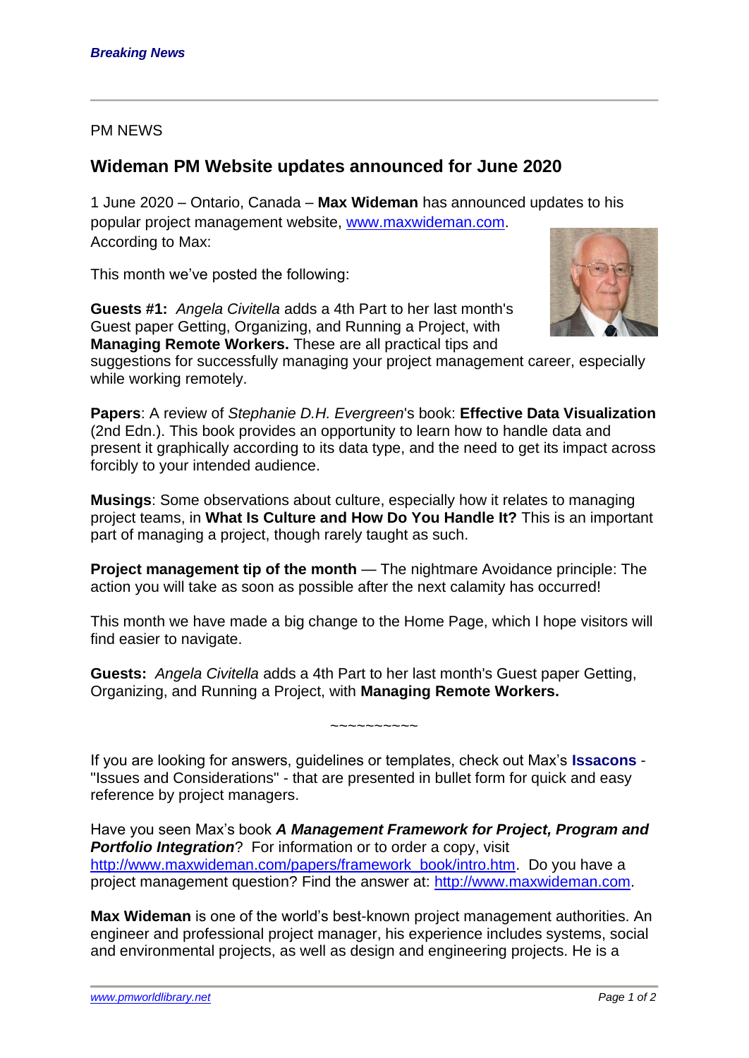*Breaking News*

PM NEWS

## Wideman PM Website updates announced for June 2020

1 June 2020 – Ontario, Canada – **Max Wideman** has announced updates to his popular project management website, www.maxwideman.com. According to Max:

This month we've posted the following:

**Guests #1:** *Angela Civitella* adds a 4th Part to her last month's Guest paper Getting, Organizing, and Running a Project, with **Managing Remote Workers.** These are all practical tips and suggestions for successfully managing your project management career, especially while working remotely.

**Papers**: A review of *Stephanie D.H. Evergreen*'s book: **Effective Data Visualization** (2nd Edn.). This book provides an opportunity to learn how to handle data and present it graphically according to its data type, and the need to get its impact across forcibly to your intended audience.

**Musings**: Some observations about culture, especially how it relates to managing project teams, in **What Is Culture and How Do You Handle It?** This is an important part of managing a project, though rarely taught as such.

**Project management tip of the month** — The nightmare Avoidance principle: The action you will take as soon as possible after the next calamity has occurred!

This month we have made a big change to the Home Page, which I hope visitors will find easier to navigate.

**Guests:** *Angela Civitella* adds a 4th Part to her last month's Guest paper Getting, Organizing, and Running a Project, with **Managing Remote Workers.**

~~~~~~~~~~

If you are looking for answers, guidelines or templates, check out Max's **Issacons** - "Issues and Considerations" - that are presented in bullet form for quick and easy reference by project managers.

Have you seen Max's book ***A Management Framework for Project, Program and Portfolio Integration***? For information or to order a copy, visit http://www.maxwideman.com/papers/framework_book/intro.htm. Do you have a project management question? Find the answer at: http://www.maxwideman.com.

**Max Wideman** is one of the world's best-known project management authorities. An engineer and professional project manager, his experience includes systems, social and environmental projects, as well as design and engineering projects. He is a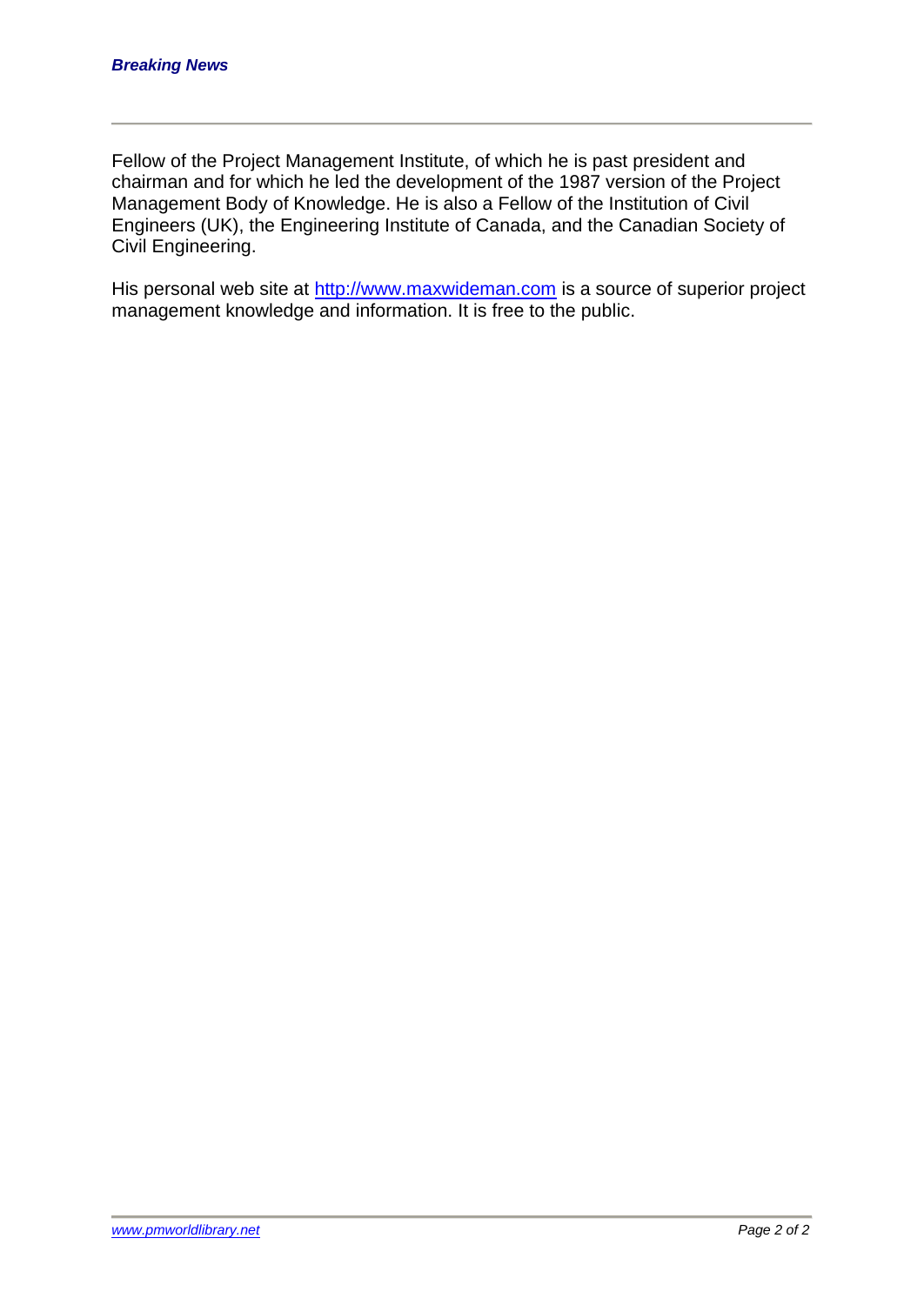Fellow of the Project Management Institute, of which he is past president and chairman and for which he led the development of the 1987 version of the Project Management Body of Knowledge. He is also a Fellow of the Institution of Civil Engineers (UK), the Engineering Institute of Canada, and the Canadian Society of Civil Engineering.

His personal web site at http://www.maxwideman.com is a source of superior project management knowledge and information. It is free to the public.